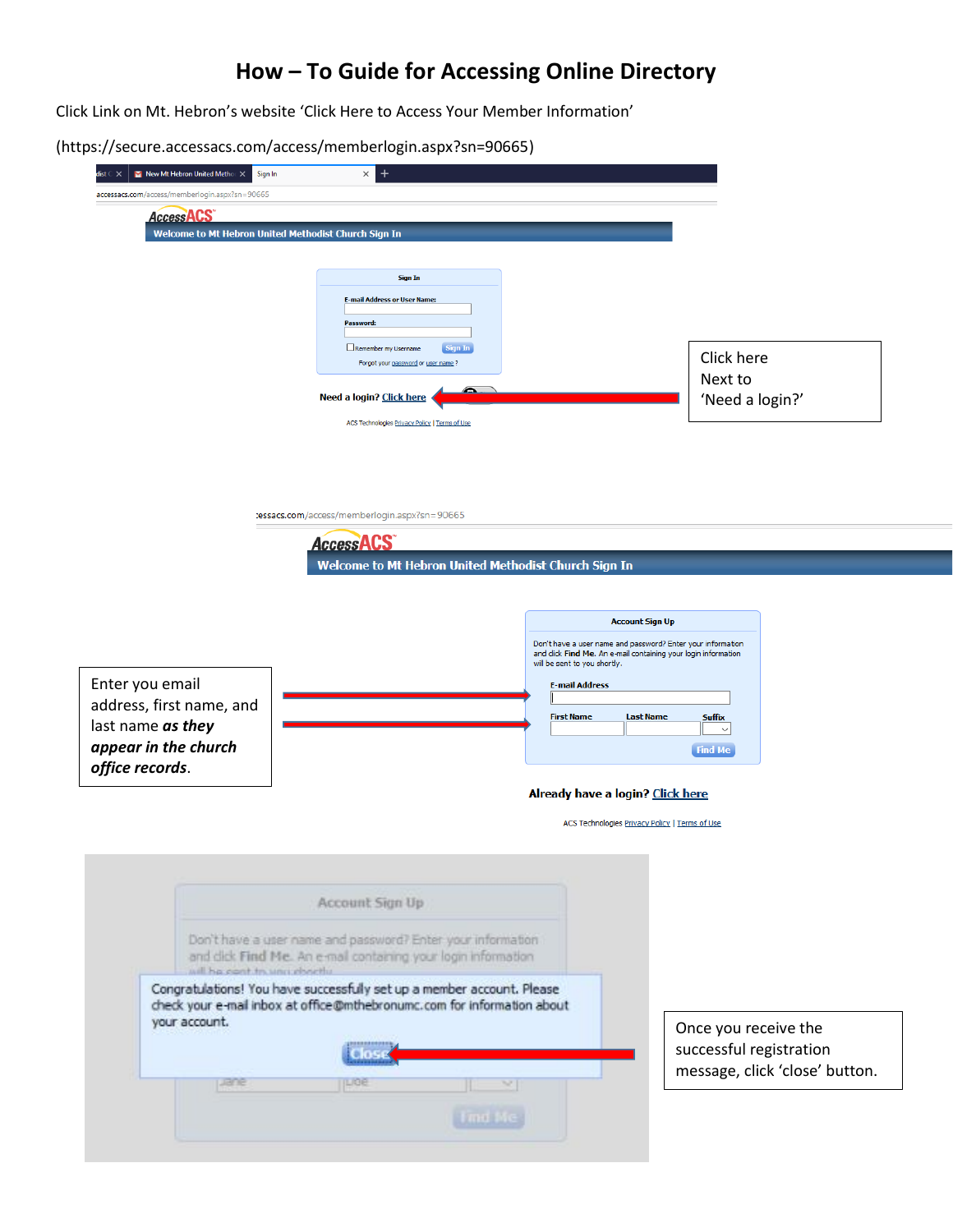# How – To Guide for Accessing Online Directory

Click Link on Mt. Hebron's website 'Click Here to Access Your Member Information'

(https://secure.accessacs.com/access/memberlogin.aspx?sn=90665)

Click here Next to 'Need a login?'

Enter you email address, first name, and last name ***as they appear in the church office records***.

Once you receive the successful registration message, click 'close' button.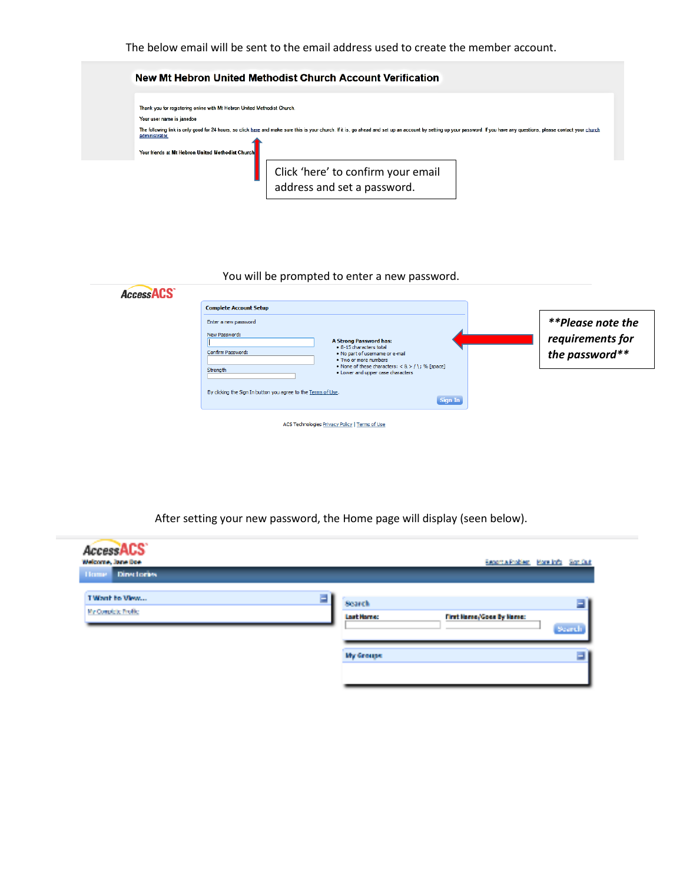The below email will be sent to the email address used to create the member account.

**New Mt Hebron United Methodist Church Account Verification**

Thank you for registering online with Mt Hebron United Methodist Church.

Your user name is janedoe

The following link is only good for 24 hours, so click here and make sure this is your church. If it is, go ahead and set up an account by setting up your password. If you have any questions, please contact your church administrator.

Your friends at Mt Hebron United Methodist Church

Click 'here' to confirm your email address and set a password.

You will be prompted to enter a new password.

AccessACS

**Complete Account Setup**

Enter a new password

New Password:

Confirm Password:

Strength

**A Strong Password has:**

- 8-15 characters total
- No part of username or e-mail
- Two or more numbers
- None of these characters: < & > / \ ; % [space]
- Lower and upper case characters

By clicking the Sign In button you agree to the Terms of Use.

Sign In

ACS Technologies Privacy Policy | Terms of Use

***\*\*Please note the requirements for the password\*\****

After setting your new password, the Home page will display (seen below).

AccessACS

Welcome, Jane Doe

Report a Problem  More Info  Sign Out

Home  Directories

I Want to View...

My Complete Profile

Search

Last Name:  First Name/Goes By Name:

Search

My Groups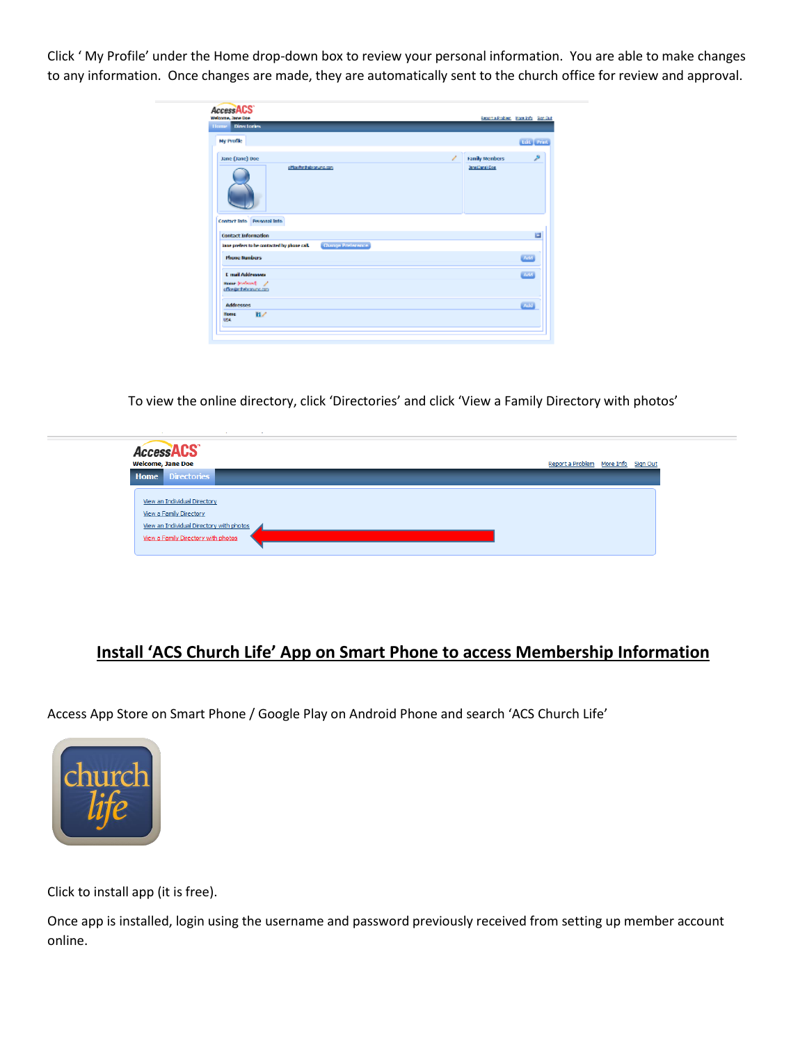Click ' My Profile' under the Home drop-down box to review your personal information. You are able to make changes to any information. Once changes are made, they are automatically sent to the church office for review and approval.

To view the online directory, click 'Directories' and click 'View a Family Directory with photos'

## Install 'ACS Church Life' App on Smart Phone to access Membership Information

Access App Store on Smart Phone / Google Play on Android Phone and search 'ACS Church Life'

Click to install app (it is free).

Once app is installed, login using the username and password previously received from setting up member account online.